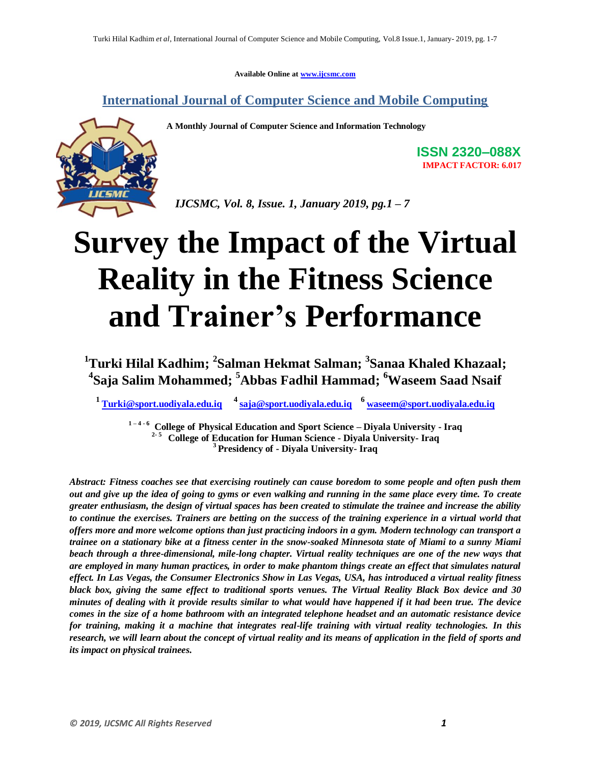**Available Online at www.ijcsmc.com**

## International Journal of Computer Science and Mobile Computing

**A Monthly Journal of Computer Science and Information Technology**

**ISSN 2320–088X**
**IMPACT FACTOR: 6.017**

*IJCSMC, Vol. 8, Issue. 1, January 2019, pg.1 – 7*

# Survey the Impact of the Virtual Reality in the Fitness Science and Trainer's Performance

**[1]Turki Hilal Kadhim; [2]Salman Hekmat Salman; [3]Sanaa Khaled Khazaal; [4]Saja Salim Mohammed; [5]Abbas Fadhil Hammad; [6]Waseem Saad Nsaif**

[1] Turki@sport.uodiyala.edu.iq [4] saja@sport.uodiyala.edu.iq [6] waseem@sport.uodiyala.edu.iq

[1 – 4 - 6] College of Physical Education and Sport Science – Diyala University - Iraq
[2- 5] College of Education for Human Science - Diyala University- Iraq
[3] Presidency of - Diyala University- Iraq

***Abstract: Fitness coaches see that exercising routinely can cause boredom to some people and often push them out and give up the idea of going to gyms or even walking and running in the same place every time. To create greater enthusiasm, the design of virtual spaces has been created to stimulate the trainee and increase the ability to continue the exercises. Trainers are betting on the success of the training experience in a virtual world that offers more and more welcome options than just practicing indoors in a gym. Modern technology can transport a trainee on a stationary bike at a fitness center in the snow-soaked Minnesota state of Miami to a sunny Miami beach through a three-dimensional, mile-long chapter. Virtual reality techniques are one of the new ways that are employed in many human practices, in order to make phantom things create an effect that simulates natural effect. In Las Vegas, the Consumer Electronics Show in Las Vegas, USA, has introduced a virtual reality fitness black box, giving the same effect to traditional sports venues. The Virtual Reality Black Box device and 30 minutes of dealing with it provide results similar to what would have happened if it had been true. The device comes in the size of a home bathroom with an integrated telephone headset and an automatic resistance device for training, making it a machine that integrates real-life training with virtual reality technologies. In this research, we will learn about the concept of virtual reality and its means of application in the field of sports and its impact on physical trainees.***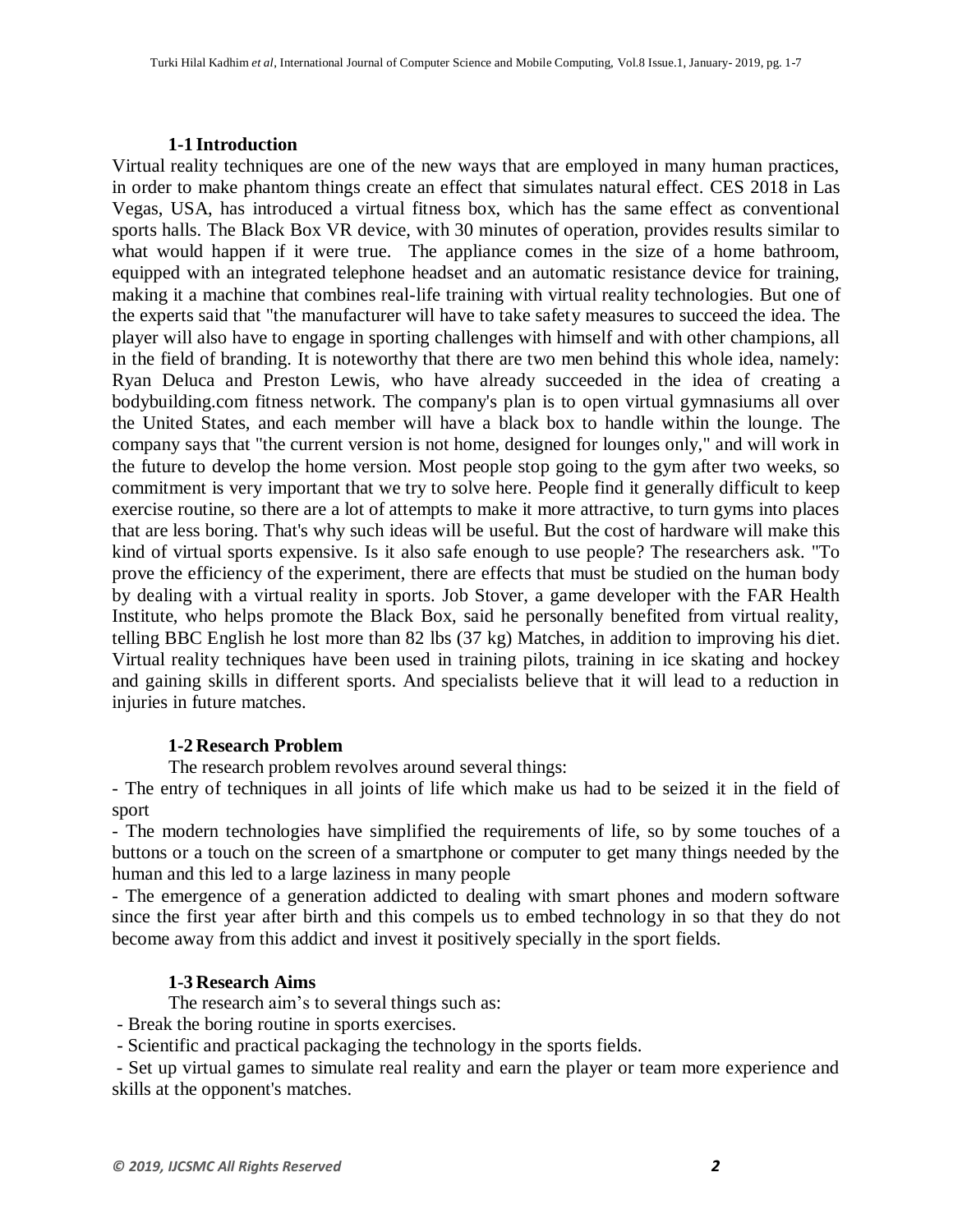### 1-1 Introduction

Virtual reality techniques are one of the new ways that are employed in many human practices, in order to make phantom things create an effect that simulates natural effect. CES 2018 in Las Vegas, USA, has introduced a virtual fitness box, which has the same effect as conventional sports halls. The Black Box VR device, with 30 minutes of operation, provides results similar to what would happen if it were true. The appliance comes in the size of a home bathroom, equipped with an integrated telephone headset and an automatic resistance device for training, making it a machine that combines real-life training with virtual reality technologies. But one of the experts said that "the manufacturer will have to take safety measures to succeed the idea. The player will also have to engage in sporting challenges with himself and with other champions, all in the field of branding. It is noteworthy that there are two men behind this whole idea, namely: Ryan Deluca and Preston Lewis, who have already succeeded in the idea of creating a bodybuilding.com fitness network. The company's plan is to open virtual gymnasiums all over the United States, and each member will have a black box to handle within the lounge. The company says that "the current version is not home, designed for lounges only," and will work in the future to develop the home version. Most people stop going to the gym after two weeks, so commitment is very important that we try to solve here. People find it generally difficult to keep exercise routine, so there are a lot of attempts to make it more attractive, to turn gyms into places that are less boring. That's why such ideas will be useful. But the cost of hardware will make this kind of virtual sports expensive. Is it also safe enough to use people? The researchers ask. "To prove the efficiency of the experiment, there are effects that must be studied on the human body by dealing with a virtual reality in sports. Job Stover, a game developer with the FAR Health Institute, who helps promote the Black Box, said he personally benefited from virtual reality, telling BBC English he lost more than 82 lbs (37 kg) Matches, in addition to improving his diet. Virtual reality techniques have been used in training pilots, training in ice skating and hockey and gaining skills in different sports. And specialists believe that it will lead to a reduction in injuries in future matches.

### 1-2 Research Problem

The research problem revolves around several things:

- The entry of techniques in all joints of life which make us had to be seized it in the field of sport
- The modern technologies have simplified the requirements of life, so by some touches of a buttons or a touch on the screen of a smartphone or computer to get many things needed by the human and this led to a large laziness in many people
- The emergence of a generation addicted to dealing with smart phones and modern software since the first year after birth and this compels us to embed technology in so that they do not become away from this addict and invest it positively specially in the sport fields.

### 1-3 Research Aims

The research aim's to several things such as:

- Break the boring routine in sports exercises.
- Scientific and practical packaging the technology in the sports fields.
- Set up virtual games to simulate real reality and earn the player or team more experience and skills at the opponent's matches.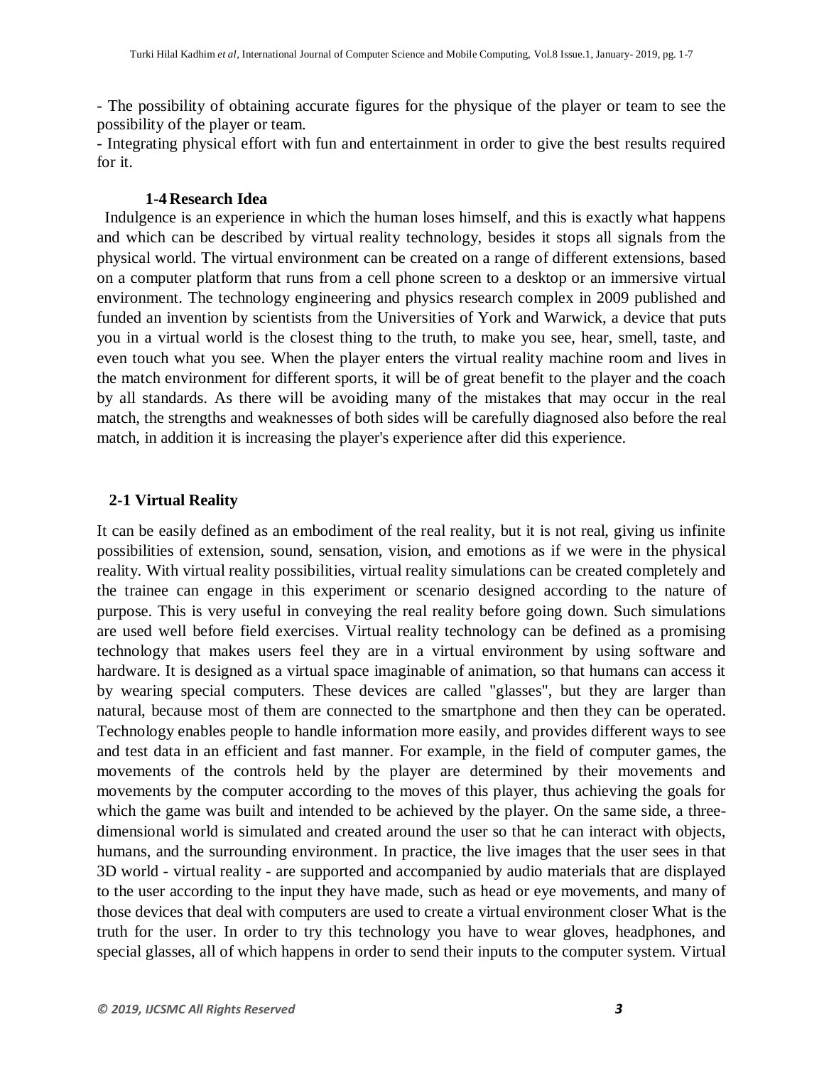- The possibility of obtaining accurate figures for the physique of the player or team to see the possibility of the player or team.
- Integrating physical effort with fun and entertainment in order to give the best results required for it.

### 1-4 Research Idea

Indulgence is an experience in which the human loses himself, and this is exactly what happens and which can be described by virtual reality technology, besides it stops all signals from the physical world. The virtual environment can be created on a range of different extensions, based on a computer platform that runs from a cell phone screen to a desktop or an immersive virtual environment. The technology engineering and physics research complex in 2009 published and funded an invention by scientists from the Universities of York and Warwick, a device that puts you in a virtual world is the closest thing to the truth, to make you see, hear, smell, taste, and even touch what you see. When the player enters the virtual reality machine room and lives in the match environment for different sports, it will be of great benefit to the player and the coach by all standards. As there will be avoiding many of the mistakes that may occur in the real match, the strengths and weaknesses of both sides will be carefully diagnosed also before the real match, in addition it is increasing the player's experience after did this experience.

## 2-1 Virtual Reality

It can be easily defined as an embodiment of the real reality, but it is not real, giving us infinite possibilities of extension, sound, sensation, vision, and emotions as if we were in the physical reality. With virtual reality possibilities, virtual reality simulations can be created completely and the trainee can engage in this experiment or scenario designed according to the nature of purpose. This is very useful in conveying the real reality before going down. Such simulations are used well before field exercises. Virtual reality technology can be defined as a promising technology that makes users feel they are in a virtual environment by using software and hardware. It is designed as a virtual space imaginable of animation, so that humans can access it by wearing special computers. These devices are called "glasses", but they are larger than natural, because most of them are connected to the smartphone and then they can be operated. Technology enables people to handle information more easily, and provides different ways to see and test data in an efficient and fast manner. For example, in the field of computer games, the movements of the controls held by the player are determined by their movements and movements by the computer according to the moves of this player, thus achieving the goals for which the game was built and intended to be achieved by the player. On the same side, a three-dimensional world is simulated and created around the user so that he can interact with objects, humans, and the surrounding environment. In practice, the live images that the user sees in that 3D world - virtual reality - are supported and accompanied by audio materials that are displayed to the user according to the input they have made, such as head or eye movements, and many of those devices that deal with computers are used to create a virtual environment closer What is the truth for the user. In order to try this technology you have to wear gloves, headphones, and special glasses, all of which happens in order to send their inputs to the computer system. Virtual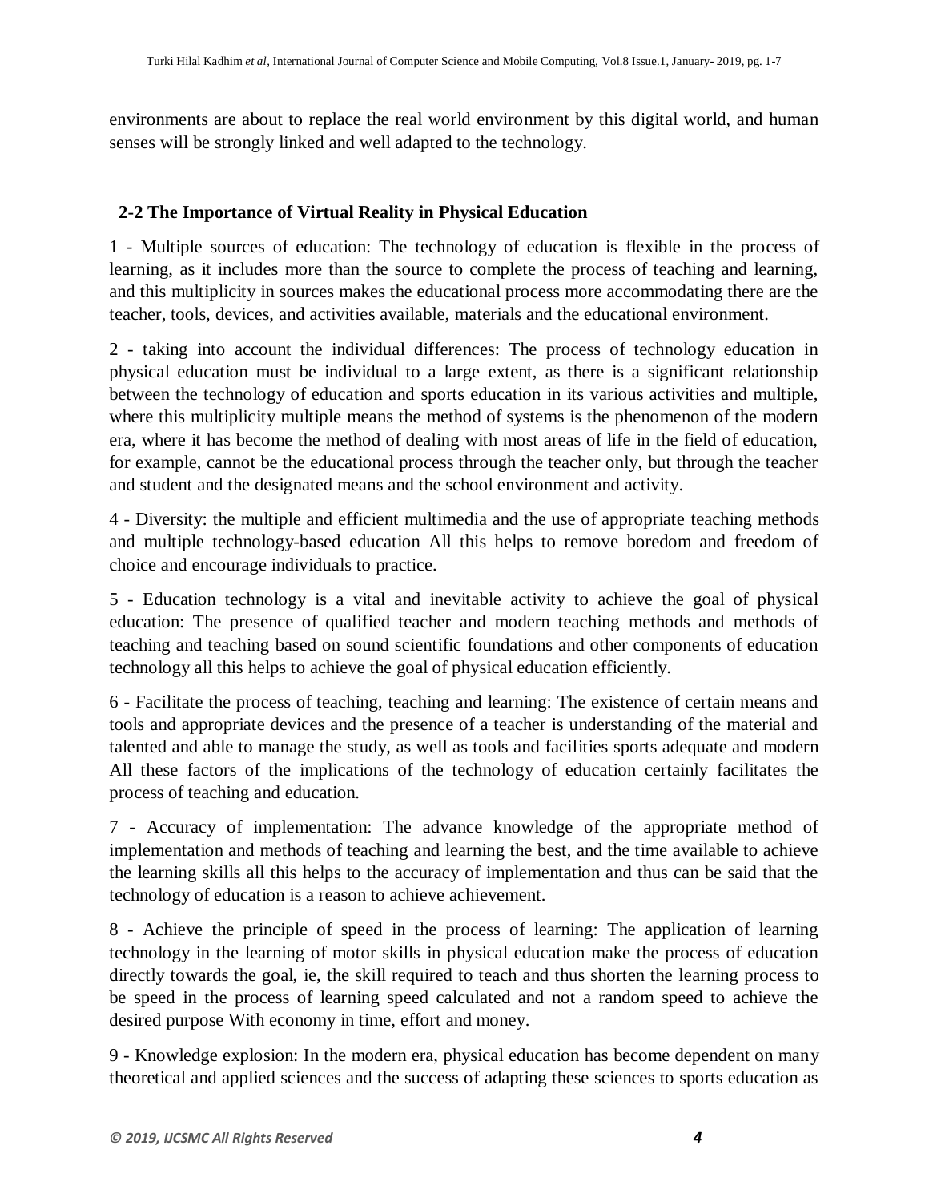environments are about to replace the real world environment by this digital world, and human senses will be strongly linked and well adapted to the technology.

### 2-2 The Importance of Virtual Reality in Physical Education

1 - Multiple sources of education: The technology of education is flexible in the process of learning, as it includes more than the source to complete the process of teaching and learning, and this multiplicity in sources makes the educational process more accommodating there are the teacher, tools, devices, and activities available, materials and the educational environment.

2 - taking into account the individual differences: The process of technology education in physical education must be individual to a large extent, as there is a significant relationship between the technology of education and sports education in its various activities and multiple, where this multiplicity multiple means the method of systems is the phenomenon of the modern era, where it has become the method of dealing with most areas of life in the field of education, for example, cannot be the educational process through the teacher only, but through the teacher and student and the designated means and the school environment and activity.

4 - Diversity: the multiple and efficient multimedia and the use of appropriate teaching methods and multiple technology-based education All this helps to remove boredom and freedom of choice and encourage individuals to practice.

5 - Education technology is a vital and inevitable activity to achieve the goal of physical education: The presence of qualified teacher and modern teaching methods and methods of teaching and teaching based on sound scientific foundations and other components of education technology all this helps to achieve the goal of physical education efficiently.

6 - Facilitate the process of teaching, teaching and learning: The existence of certain means and tools and appropriate devices and the presence of a teacher is understanding of the material and talented and able to manage the study, as well as tools and facilities sports adequate and modern All these factors of the implications of the technology of education certainly facilitates the process of teaching and education.

7 - Accuracy of implementation: The advance knowledge of the appropriate method of implementation and methods of teaching and learning the best, and the time available to achieve the learning skills all this helps to the accuracy of implementation and thus can be said that the technology of education is a reason to achieve achievement.

8 - Achieve the principle of speed in the process of learning: The application of learning technology in the learning of motor skills in physical education make the process of education directly towards the goal, ie, the skill required to teach and thus shorten the learning process to be speed in the process of learning speed calculated and not a random speed to achieve the desired purpose With economy in time, effort and money.

9 - Knowledge explosion: In the modern era, physical education has become dependent on many theoretical and applied sciences and the success of adapting these sciences to sports education as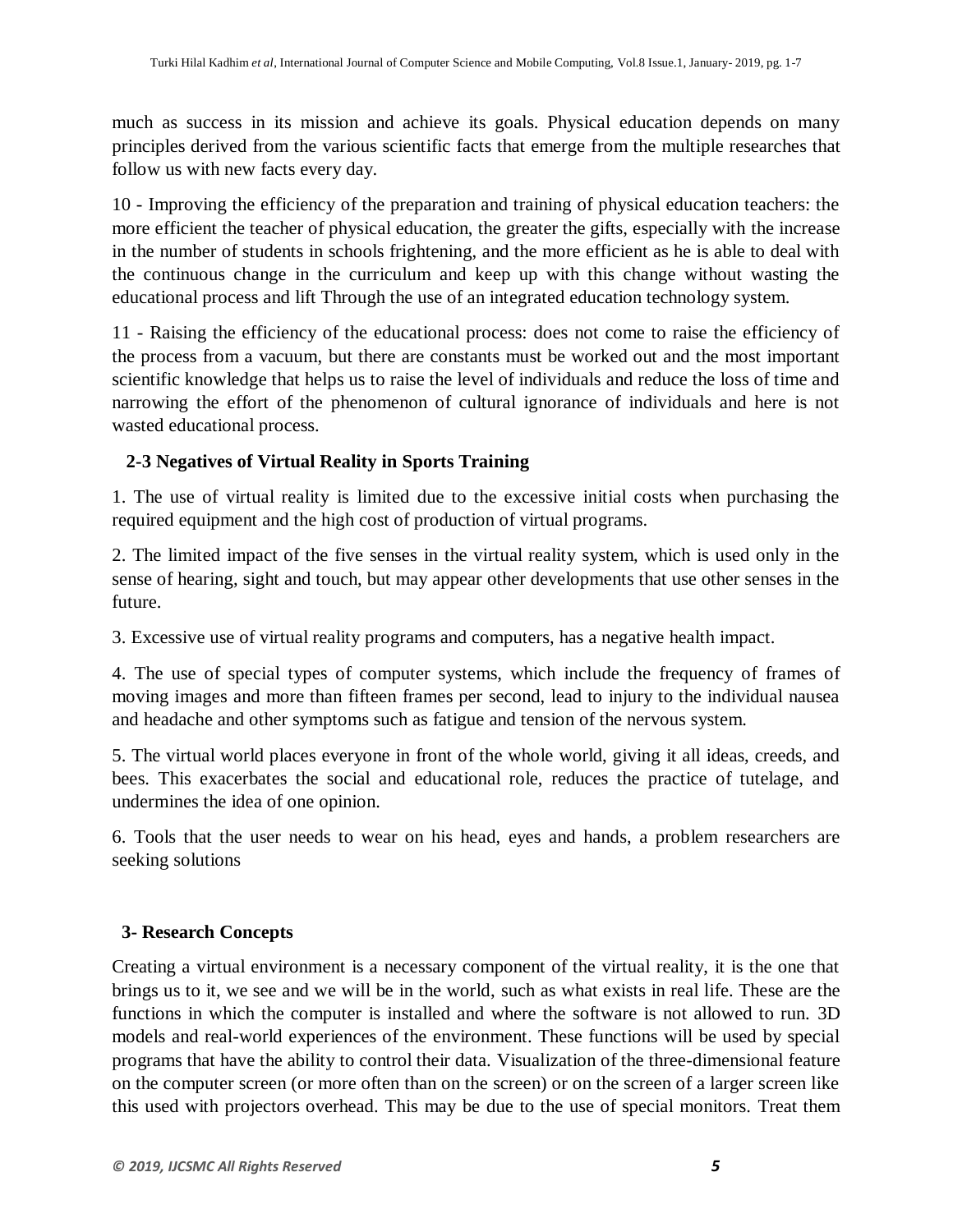much as success in its mission and achieve its goals. Physical education depends on many principles derived from the various scientific facts that emerge from the multiple researches that follow us with new facts every day.

10 - Improving the efficiency of the preparation and training of physical education teachers: the more efficient the teacher of physical education, the greater the gifts, especially with the increase in the number of students in schools frightening, and the more efficient as he is able to deal with the continuous change in the curriculum and keep up with this change without wasting the educational process and lift Through the use of an integrated education technology system.

11 - Raising the efficiency of the educational process: does not come to raise the efficiency of the process from a vacuum, but there are constants must be worked out and the most important scientific knowledge that helps us to raise the level of individuals and reduce the loss of time and narrowing the effort of the phenomenon of cultural ignorance of individuals and here is not wasted educational process.

### 2-3 Negatives of Virtual Reality in Sports Training

1. The use of virtual reality is limited due to the excessive initial costs when purchasing the required equipment and the high cost of production of virtual programs.

2. The limited impact of the five senses in the virtual reality system, which is used only in the sense of hearing, sight and touch, but may appear other developments that use other senses in the future.

3. Excessive use of virtual reality programs and computers, has a negative health impact.

4. The use of special types of computer systems, which include the frequency of frames of moving images and more than fifteen frames per second, lead to injury to the individual nausea and headache and other symptoms such as fatigue and tension of the nervous system.

5. The virtual world places everyone in front of the whole world, giving it all ideas, creeds, and bees. This exacerbates the social and educational role, reduces the practice of tutelage, and undermines the idea of one opinion.

6. Tools that the user needs to wear on his head, eyes and hands, a problem researchers are seeking solutions

## 3- Research Concepts

Creating a virtual environment is a necessary component of the virtual reality, it is the one that brings us to it, we see and we will be in the world, such as what exists in real life. These are the functions in which the computer is installed and where the software is not allowed to run. 3D models and real-world experiences of the environment. These functions will be used by special programs that have the ability to control their data. Visualization of the three-dimensional feature on the computer screen (or more often than on the screen) or on the screen of a larger screen like this used with projectors overhead. This may be due to the use of special monitors. Treat them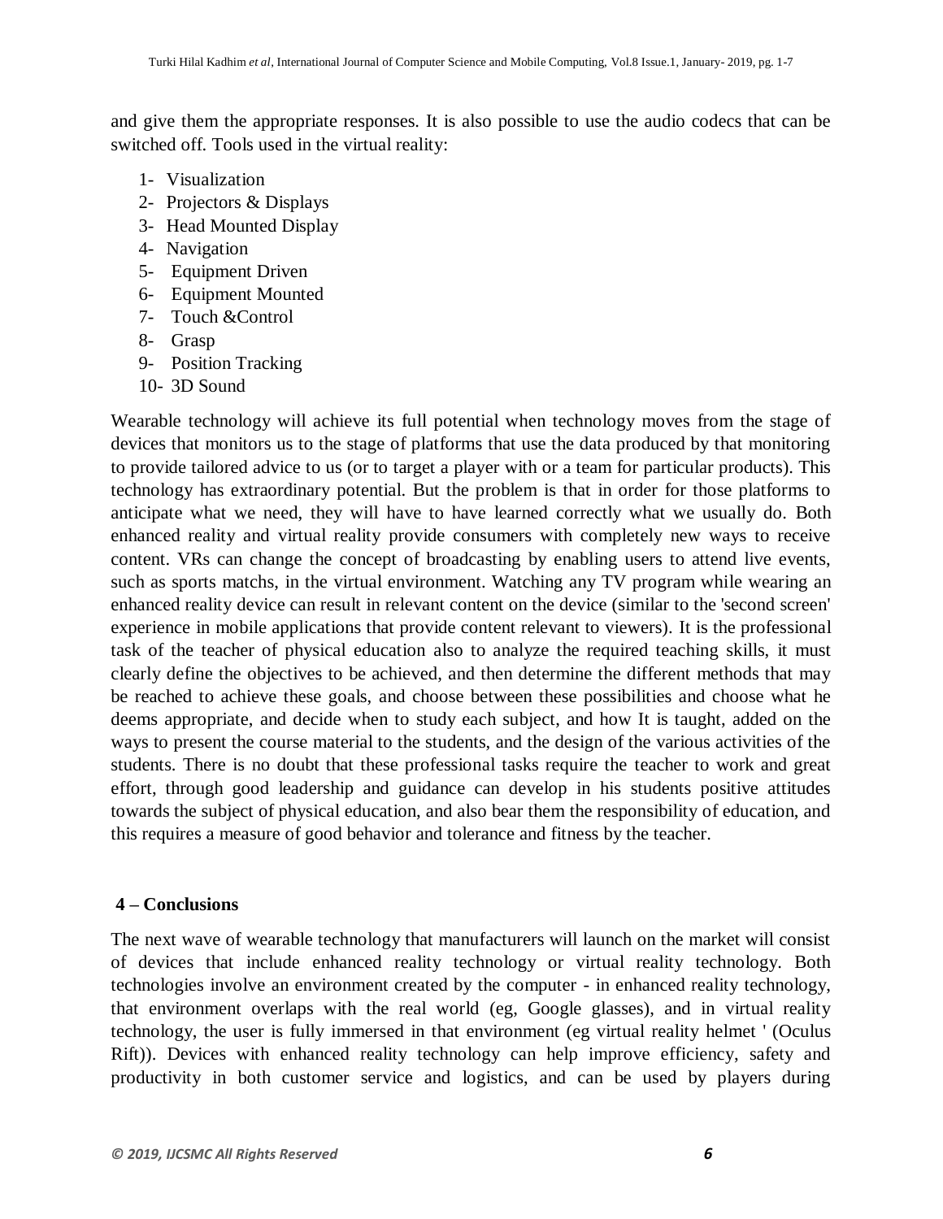and give them the appropriate responses. It is also possible to use the audio codecs that can be switched off. Tools used in the virtual reality:

1- Visualization
2- Projectors & Displays
3- Head Mounted Display
4- Navigation
5- Equipment Driven
6- Equipment Mounted
7- Touch &Control
8- Grasp
9- Position Tracking
10- 3D Sound

Wearable technology will achieve its full potential when technology moves from the stage of devices that monitors us to the stage of platforms that use the data produced by that monitoring to provide tailored advice to us (or to target a player with or a team for particular products). This technology has extraordinary potential. But the problem is that in order for those platforms to anticipate what we need, they will have to have learned correctly what we usually do. Both enhanced reality and virtual reality provide consumers with completely new ways to receive content. VRs can change the concept of broadcasting by enabling users to attend live events, such as sports matchs, in the virtual environment. Watching any TV program while wearing an enhanced reality device can result in relevant content on the device (similar to the 'second screen' experience in mobile applications that provide content relevant to viewers). It is the professional task of the teacher of physical education also to analyze the required teaching skills, it must clearly define the objectives to be achieved, and then determine the different methods that may be reached to achieve these goals, and choose between these possibilities and choose what he deems appropriate, and decide when to study each subject, and how It is taught, added on the ways to present the course material to the students, and the design of the various activities of the students. There is no doubt that these professional tasks require the teacher to work and great effort, through good leadership and guidance can develop in his students positive attitudes towards the subject of physical education, and also bear them the responsibility of education, and this requires a measure of good behavior and tolerance and fitness by the teacher.

## 4 – Conclusions

The next wave of wearable technology that manufacturers will launch on the market will consist of devices that include enhanced reality technology or virtual reality technology. Both technologies involve an environment created by the computer - in enhanced reality technology, that environment overlaps with the real world (eg, Google glasses), and in virtual reality technology, the user is fully immersed in that environment (eg virtual reality helmet ' (Oculus Rift)). Devices with enhanced reality technology can help improve efficiency, safety and productivity in both customer service and logistics, and can be used by players during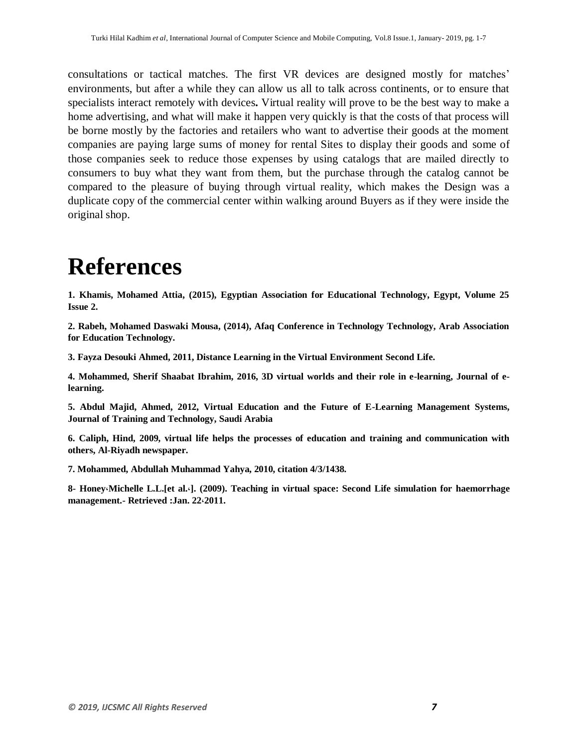consultations or tactical matches. The first VR devices are designed mostly for matches' environments, but after a while they can allow us all to talk across continents, or to ensure that specialists interact remotely with devices**.** Virtual reality will prove to be the best way to make a home advertising, and what will make it happen very quickly is that the costs of that process will be borne mostly by the factories and retailers who want to advertise their goods at the moment companies are paying large sums of money for rental Sites to display their goods and some of those companies seek to reduce those expenses by using catalogs that are mailed directly to consumers to buy what they want from them, but the purchase through the catalog cannot be compared to the pleasure of buying through virtual reality, which makes the Design was a duplicate copy of the commercial center within walking around Buyers as if they were inside the original shop.

# References

**1. Khamis, Mohamed Attia, (2015), Egyptian Association for Educational Technology, Egypt, Volume 25 Issue 2.**

**2. Rabeh, Mohamed Daswaki Mousa, (2014), Afaq Conference in Technology Technology, Arab Association for Education Technology.**

**3. Fayza Desouki Ahmed, 2011, Distance Learning in the Virtual Environment Second Life.**

**4. Mohammed, Sherif Shaabat Ibrahim, 2016, 3D virtual worlds and their role in e-learning, Journal of e-learning.**

**5. Abdul Majid, Ahmed, 2012, Virtual Education and the Future of E-Learning Management Systems, Journal of Training and Technology, Saudi Arabia**

**6. Caliph, Hind, 2009, virtual life helps the processes of education and training and communication with others, Al-Riyadh newspaper.**

**7. Mohammed, Abdullah Muhammad Yahya, 2010, citation 4/3/1438.**

**8- Honey،Michelle L.L.[et al.،]. (2009). Teaching in virtual space: Second Life simulation for haemorrhage management.- Retrieved :Jan. 22،2011.**